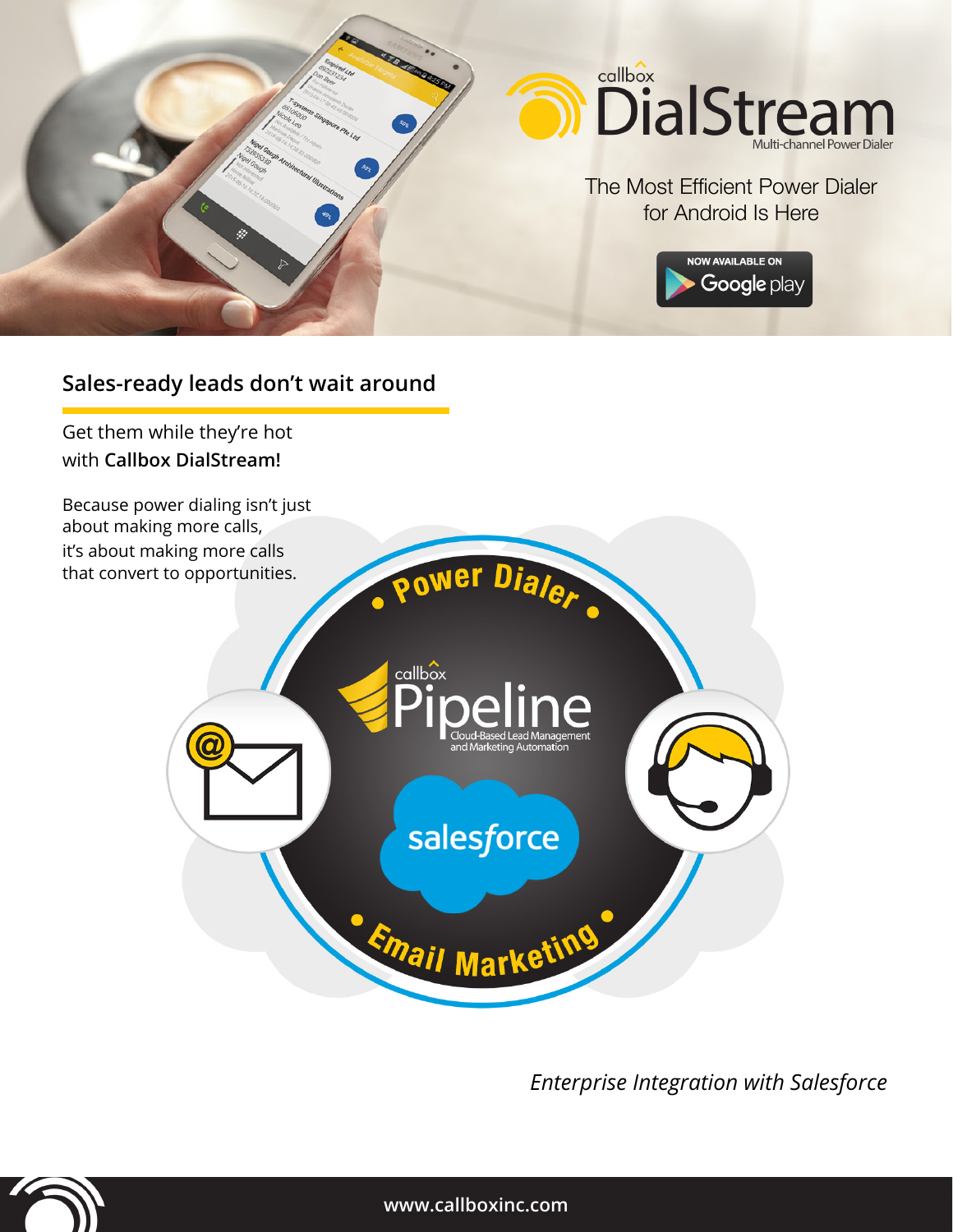# callbox DialStream

Multi-channel Power Dialer

The Most Efficient Power Dialer for Android Is Here

NOW AVAILABLE ON Google play

## Sales-ready leads don't wait around

Get them while they're hot with **Callbox DialStream!**

Because power dialing isn't just about making more calls, it's about making more calls that convert to opportunities.

Power Dialer

callbox Pipeline

Cloud-Based Lead Management and Marketing Automation

salesforce

Email Marketing

*Enterprise Integration with Salesforce*

www.callboxinc.com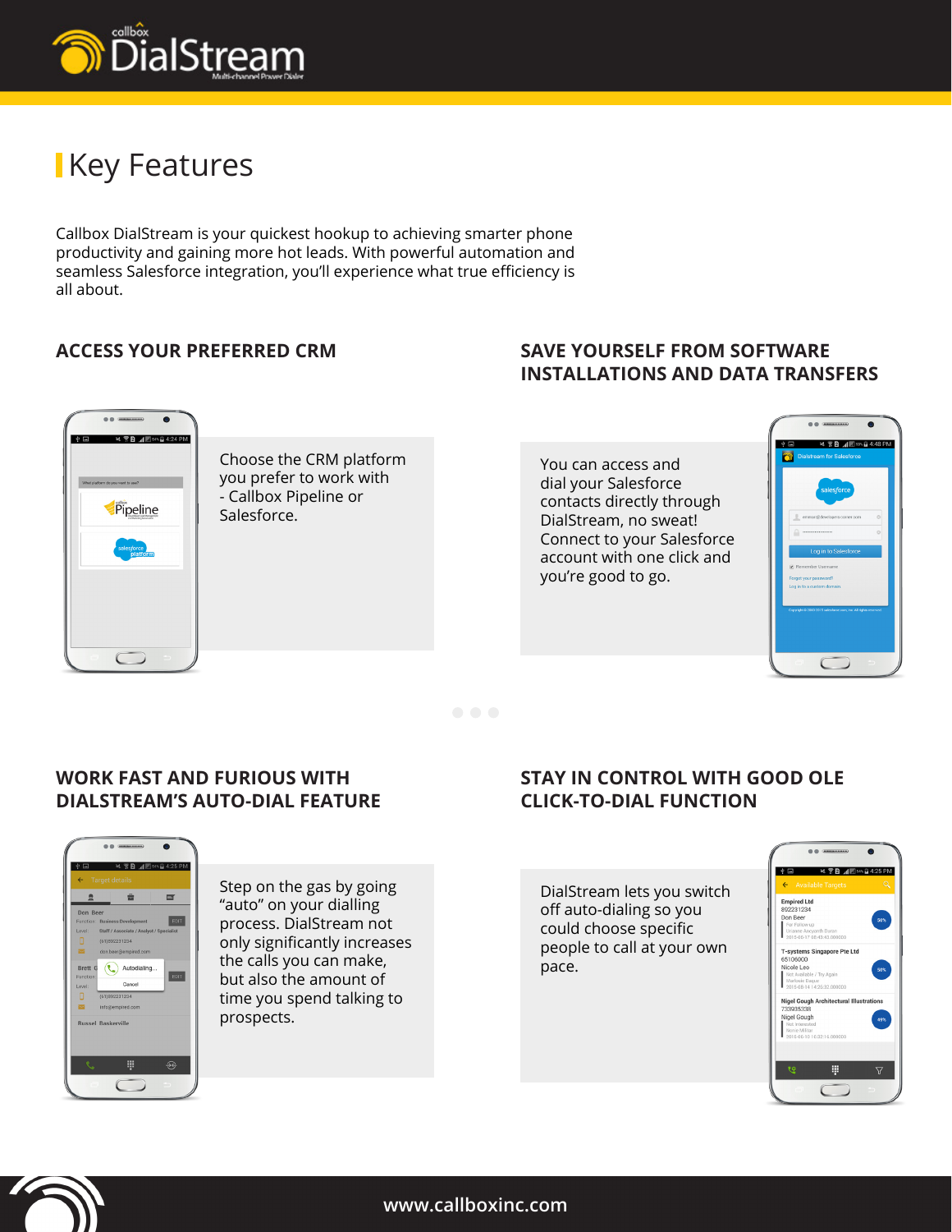# Key Features

Callbox DialStream is your quickest hookup to achieving smarter phone productivity and gaining more hot leads. With powerful automation and seamless Salesforce integration, you'll experience what true efficiency is all about.

## ACCESS YOUR PREFERRED CRM

Choose the CRM platform you prefer to work with - Callbox Pipeline or Salesforce.

## SAVE YOURSELF FROM SOFTWARE INSTALLATIONS AND DATA TRANSFERS

You can access and dial your Salesforce contacts directly through DialStream, no sweat! Connect to your Salesforce account with one click and you're good to go.

## WORK FAST AND FURIOUS WITH DIALSTREAM'S AUTO-DIAL FEATURE

Step on the gas by going "auto" on your dialling process. DialStream not only significantly increases the calls you can make, but also the amount of time you spend talking to prospects.

## STAY IN CONTROL WITH GOOD OLE CLICK-TO-DIAL FUNCTION

DialStream lets you switch off auto-dialing so you could choose specific people to call at your own pace.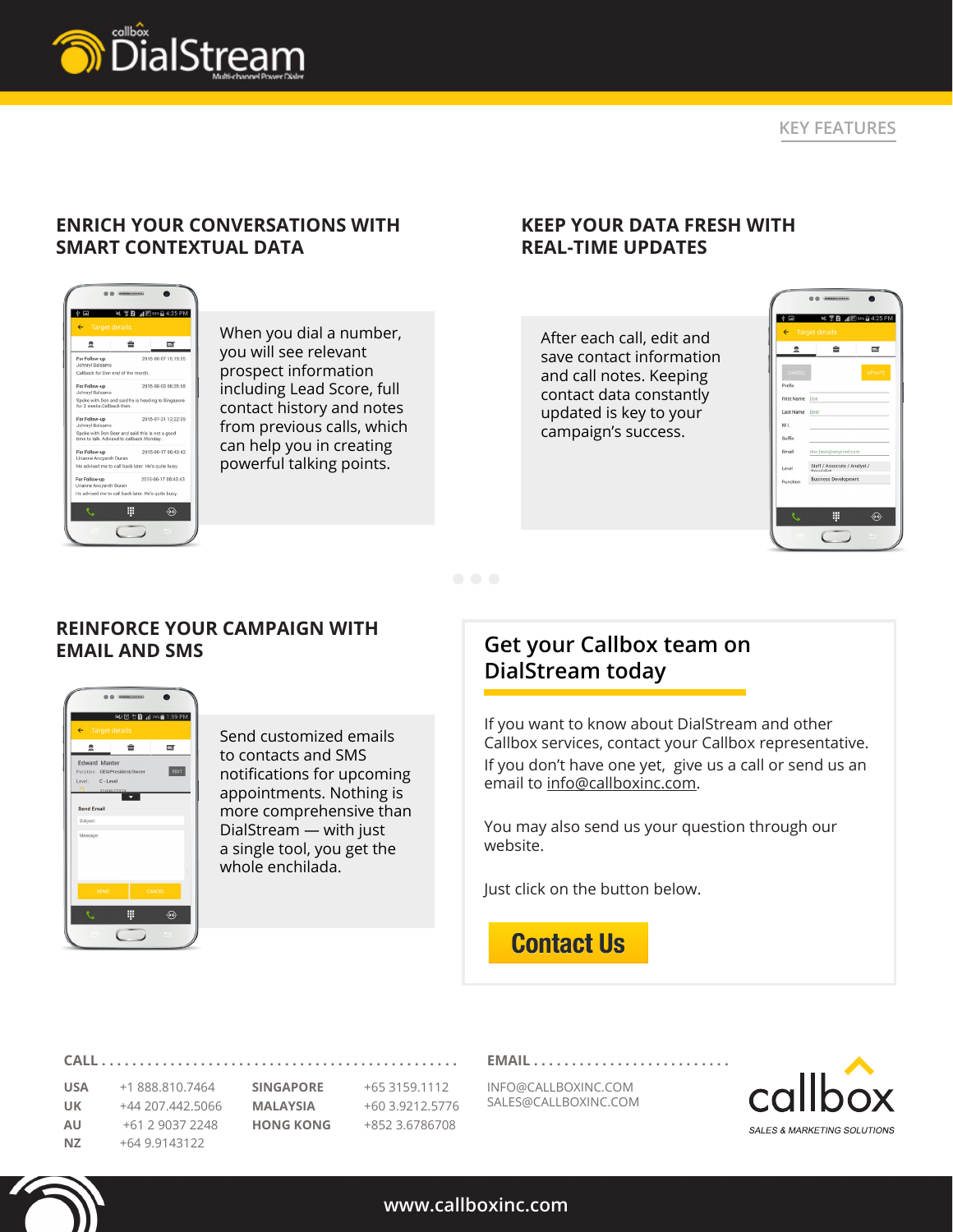KEY FEATURES

## ENRICH YOUR CONVERSATIONS WITH SMART CONTEXTUAL DATA

When you dial a number, you will see relevant prospect information including Lead Score, full contact history and notes from previous calls, which can help you in creating powerful talking points.

## KEEP YOUR DATA FRESH WITH REAL-TIME UPDATES

After each call, edit and save contact information and call notes. Keeping contact data constantly updated is key to your campaign's success.

## REINFORCE YOUR CAMPAIGN WITH EMAIL AND SMS

Send customized emails to contacts and SMS notifications for upcoming appointments. Nothing is more comprehensive than DialStream — with just a single tool, you get the whole enchilada.

## Get your Callbox team on DialStream today

If you want to know about DialStream and other Callbox services, contact your Callbox representative.

If you don't have one yet, give us a call or send us an email to info@callboxinc.com.

You may also send us your question through our website.

Just click on the button below.

**Contact Us**

**CALL**

| | | | |
|---|---|---|---|
| USA | +1 888.810.7464 | SINGAPORE | +65 3159.1112 |
| UK | +44 207.442.5066 | MALAYSIA | +60 3.9212.5776 |
| AU | +61 2 9037 2248 | HONG KONG | +852 3.6786708 |
| NZ | +64 9.9143122 | | |

**EMAIL**

INFO@CALLBOXINC.COM
SALES@CALLBOXINC.COM

callbox
SALES & MARKETING SOLUTIONS

www.callboxinc.com